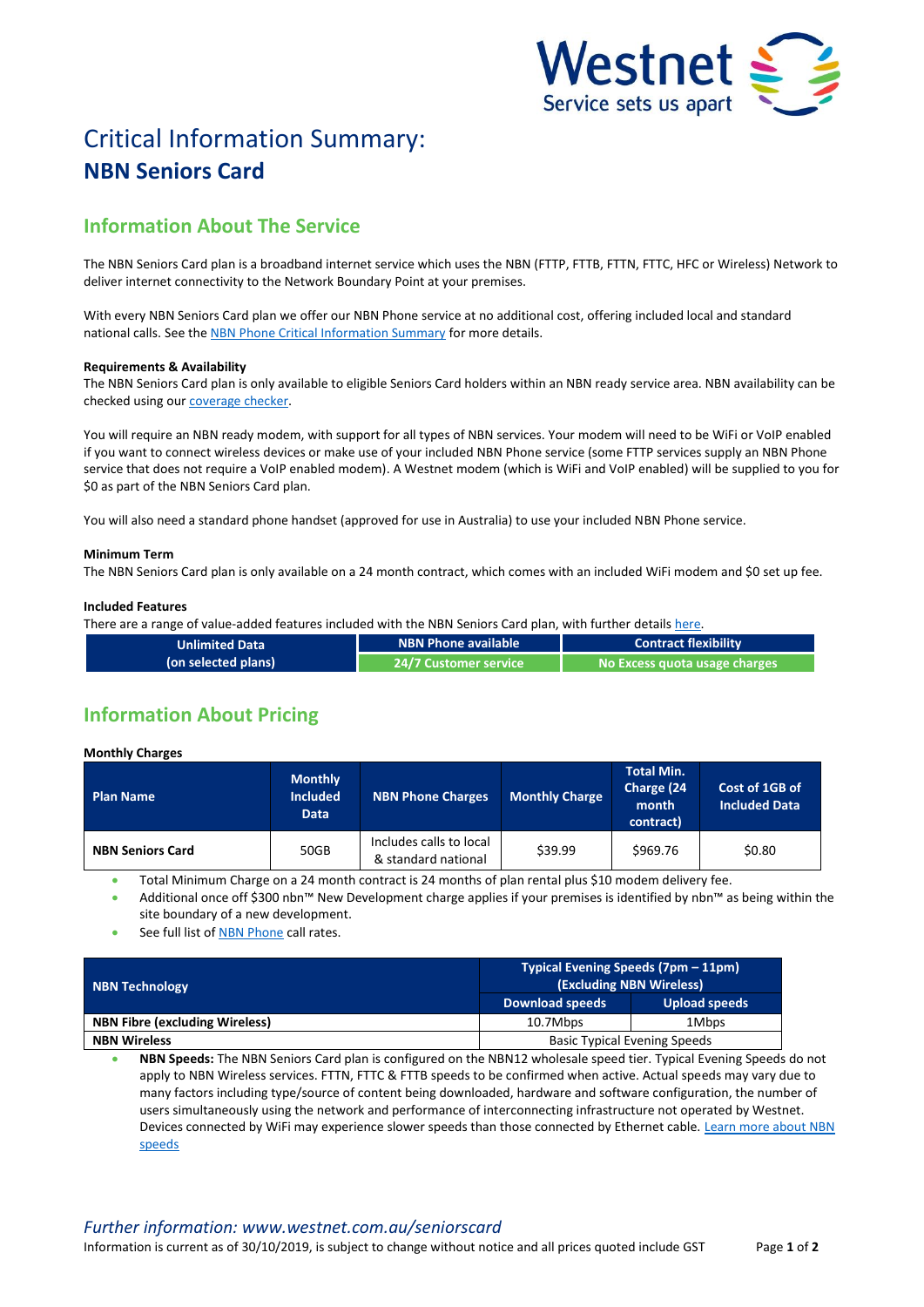# Critical Information Summary: **NBN Seniors Card**

## Information About The Service

The NBN Seniors Card plan is a broadband internet service which uses the NBN (FTTP, FTTB, FTTN, FTTC, HFC or Wireless) Network to deliver internet connectivity to the Network Boundary Point at your premises.

With every NBN Seniors Card plan we offer our NBN Phone service at no additional cost, offering included local and standard national calls. See the NBN Phone Critical Information Summary for more details.

**Requirements & Availability**

The NBN Seniors Card plan is only available to eligible Seniors Card holders within an NBN ready service area. NBN availability can be checked using our coverage checker.

You will require an NBN ready modem, with support for all types of NBN services. Your modem will need to be WiFi or VoIP enabled if you want to connect wireless devices or make use of your included NBN Phone service (some FTTP services supply an NBN Phone service that does not require a VoIP enabled modem). A Westnet modem (which is WiFi and VoIP enabled) will be supplied to you for $0 as part of the NBN Seniors Card plan.

You will also need a standard phone handset (approved for use in Australia) to use your included NBN Phone service.

**Minimum Term**

The NBN Seniors Card plan is only available on a 24 month contract, which comes with an included WiFi modem and $0 set up fee.

**Included Features**

There are a range of value-added features included with the NBN Seniors Card plan, with further details here.

| Unlimited Data (on selected plans) | NBN Phone available | Contract flexibility |
|---|---|---|
| | 24/7 Customer service | No Excess quota usage charges |

## Information About Pricing

**Monthly Charges**

| Plan Name | Monthly Included Data | NBN Phone Charges | Monthly Charge | Total Min. Charge (24 month contract) | Cost of 1GB of Included Data |
|---|---|---|---|---|---|
| NBN Seniors Card | 50GB | Includes calls to local & standard national | $39.99 | $969.76 | $0.80 |

- Total Minimum Charge on a 24 month contract is 24 months of plan rental plus $10 modem delivery fee.
- Additional once off $300 nbn™ New Development charge applies if your premises is identified by nbn™ as being within the site boundary of a new development.
- See full list of NBN Phone call rates.

| NBN Technology | Typical Evening Speeds (7pm – 11pm) (Excluding NBN Wireless) | |
|---|---|---|
| | Download speeds | Upload speeds |
| NBN Fibre (excluding Wireless) | 10.7Mbps | 1Mbps |
| NBN Wireless | Basic Typical Evening Speeds | |

- **NBN Speeds:** The NBN Seniors Card plan is configured on the NBN12 wholesale speed tier. Typical Evening Speeds do not apply to NBN Wireless services. FTTN, FTTC & FTTB speeds to be confirmed when active. Actual speeds may vary due to many factors including type/source of content being downloaded, hardware and software configuration, the number of users simultaneously using the network and performance of interconnecting infrastructure not operated by Westnet. Devices connected by WiFi may experience slower speeds than those connected by Ethernet cable. Learn more about NBN speeds

*Further information: www.westnet.com.au/seniorscard*

Information is current as of 30/10/2019, is subject to change without notice and all prices quoted include GST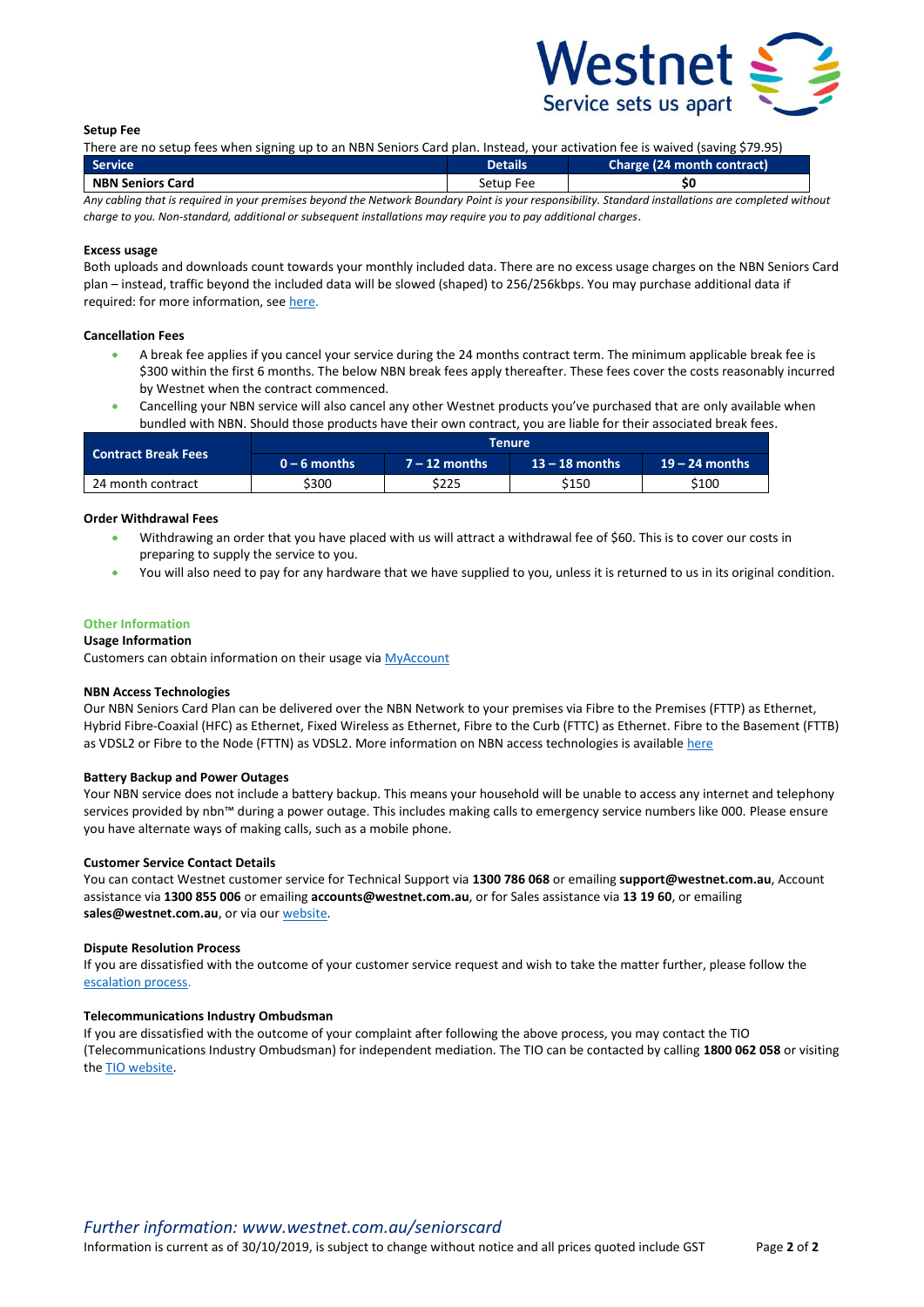### Setup Fee

There are no setup fees when signing up to an NBN Seniors Card plan. Instead, your activation fee is waived (saving $79.95)

| Service | Details | Charge (24 month contract) |
|---|---|---|
| **NBN Seniors Card** | Setup Fee | **$0** |

*Any cabling that is required in your premises beyond the Network Boundary Point is your responsibility. Standard installations are completed without charge to you. Non-standard, additional or subsequent installations may require you to pay additional charges.*

### Excess usage

Both uploads and downloads count towards your monthly included data. There are no excess usage charges on the NBN Seniors Card plan – instead, traffic beyond the included data will be slowed (shaped) to 256/256kbps. You may purchase additional data if required: for more information, see here.

### Cancellation Fees

- A break fee applies if you cancel your service during the 24 months contract term. The minimum applicable break fee is $300 within the first 6 months. The below NBN break fees apply thereafter. These fees cover the costs reasonably incurred by Westnet when the contract commenced.
- Cancelling your NBN service will also cancel any other Westnet products you've purchased that are only available when bundled with NBN. Should those products have their own contract, you are liable for their associated break fees.

| Contract Break Fees | Tenure | | | |
|---|---|---|---|---|
| | 0 – 6 months | 7 – 12 months | 13 – 18 months | 19 – 24 months |
| 24 month contract | $300 | $225 | $150 | $100 |

### Order Withdrawal Fees

- Withdrawing an order that you have placed with us will attract a withdrawal fee of $60. This is to cover our costs in preparing to supply the service to you.
- You will also need to pay for any hardware that we have supplied to you, unless it is returned to us in its original condition.

## Other Information

### Usage Information

Customers can obtain information on their usage via MyAccount

### NBN Access Technologies

Our NBN Seniors Card Plan can be delivered over the NBN Network to your premises via Fibre to the Premises (FTTP) as Ethernet, Hybrid Fibre-Coaxial (HFC) as Ethernet, Fixed Wireless as Ethernet, Fibre to the Curb (FTTC) as Ethernet. Fibre to the Basement (FTTB) as VDSL2 or Fibre to the Node (FTTN) as VDSL2. More information on NBN access technologies is available here

### Battery Backup and Power Outages

Your NBN service does not include a battery backup. This means your household will be unable to access any internet and telephony services provided by nbn™ during a power outage. This includes making calls to emergency service numbers like 000. Please ensure you have alternate ways of making calls, such as a mobile phone.

### Customer Service Contact Details

You can contact Westnet customer service for Technical Support via **1300 786 068** or emailing **support@westnet.com.au**, Account assistance via **1300 855 006** or emailing **accounts@westnet.com.au**, or for Sales assistance via **13 19 60**, or emailing **sales@westnet.com.au**, or via our website.

### Dispute Resolution Process

If you are dissatisfied with the outcome of your customer service request and wish to take the matter further, please follow the escalation process.

### Telecommunications Industry Ombudsman

If you are dissatisfied with the outcome of your complaint after following the above process, you may contact the TIO (Telecommunications Industry Ombudsman) for independent mediation. The TIO can be contacted by calling **1800 062 058** or visiting the TIO website.

*Further information: www.westnet.com.au/seniorscard*

Information is current as of 30/10/2019, is subject to change without notice and all prices quoted include GST